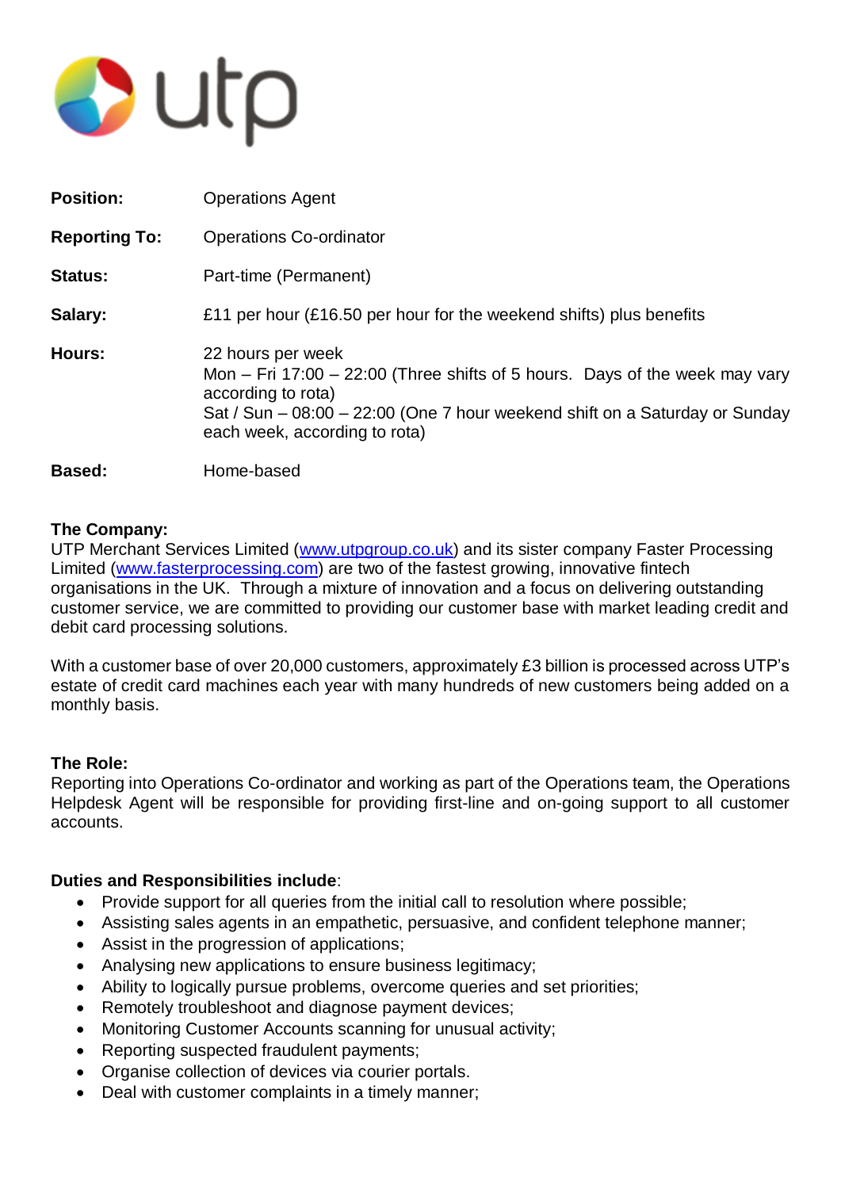utp

| | |
|---|---|
| **Position:** | Operations Agent |
| **Reporting To:** | Operations Co-ordinator |
| **Status:** | Part-time (Permanent) |
| **Salary:** | £11 per hour (£16.50 per hour for the weekend shifts) plus benefits |
| **Hours:** | 22 hours per week<br>Mon – Fri 17:00 – 22:00 (Three shifts of 5 hours. Days of the week may vary according to rota)<br>Sat / Sun – 08:00 – 22:00 (One 7 hour weekend shift on a Saturday or Sunday each week, according to rota) |
| **Based:** | Home-based |

**The Company:**

UTP Merchant Services Limited (www.utpgroup.co.uk) and its sister company Faster Processing Limited (www.fasterprocessing.com) are two of the fastest growing, innovative fintech organisations in the UK. Through a mixture of innovation and a focus on delivering outstanding customer service, we are committed to providing our customer base with market leading credit and debit card processing solutions.

With a customer base of over 20,000 customers, approximately £3 billion is processed across UTP's estate of credit card machines each year with many hundreds of new customers being added on a monthly basis.

**The Role:**

Reporting into Operations Co-ordinator and working as part of the Operations team, the Operations Helpdesk Agent will be responsible for providing first-line and on-going support to all customer accounts.

**Duties and Responsibilities include**:

- Provide support for all queries from the initial call to resolution where possible;
- Assisting sales agents in an empathetic, persuasive, and confident telephone manner;
- Assist in the progression of applications;
- Analysing new applications to ensure business legitimacy;
- Ability to logically pursue problems, overcome queries and set priorities;
- Remotely troubleshoot and diagnose payment devices;
- Monitoring Customer Accounts scanning for unusual activity;
- Reporting suspected fraudulent payments;
- Organise collection of devices via courier portals.
- Deal with customer complaints in a timely manner;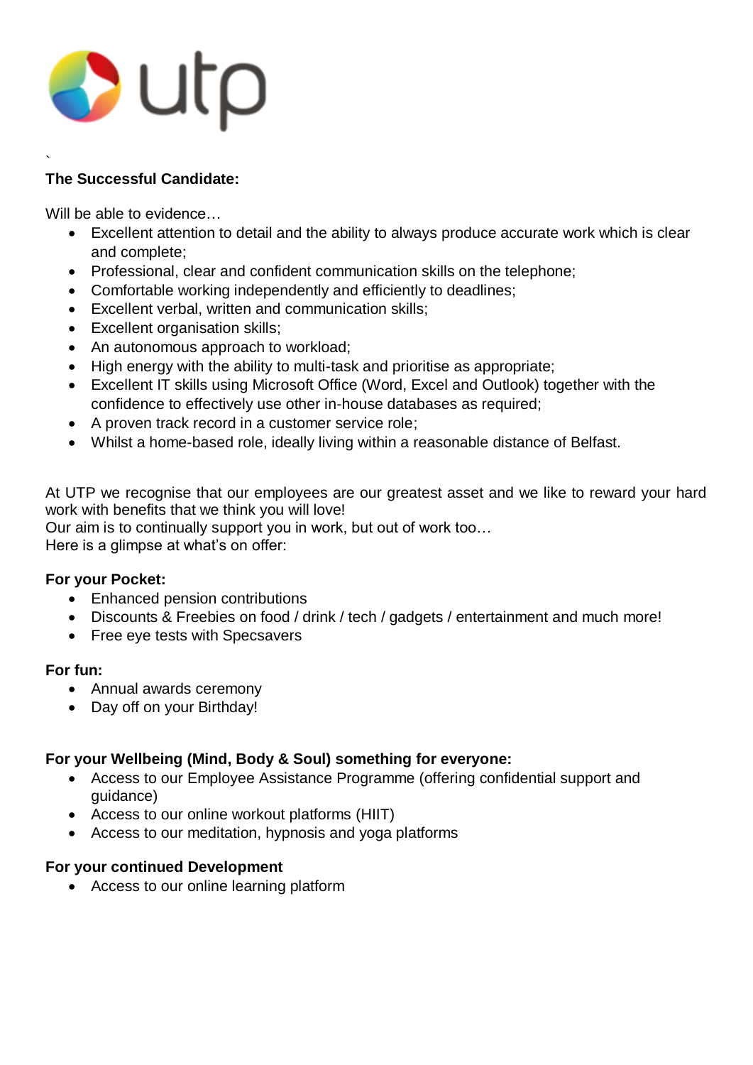`

**The Successful Candidate:**

Will be able to evidence…

- Excellent attention to detail and the ability to always produce accurate work which is clear and complete;
- Professional, clear and confident communication skills on the telephone;
- Comfortable working independently and efficiently to deadlines;
- Excellent verbal, written and communication skills;
- Excellent organisation skills;
- An autonomous approach to workload;
- High energy with the ability to multi-task and prioritise as appropriate;
- Excellent IT skills using Microsoft Office (Word, Excel and Outlook) together with the confidence to effectively use other in-house databases as required;
- A proven track record in a customer service role;
- Whilst a home-based role, ideally living within a reasonable distance of Belfast.

At UTP we recognise that our employees are our greatest asset and we like to reward your hard work with benefits that we think you will love!
Our aim is to continually support you in work, but out of work too…
Here is a glimpse at what's on offer:

**For your Pocket:**

- Enhanced pension contributions
- Discounts & Freebies on food / drink / tech / gadgets / entertainment and much more!
- Free eye tests with Specsavers

**For fun:**

- Annual awards ceremony
- Day off on your Birthday!

**For your Wellbeing (Mind, Body & Soul) something for everyone:**

- Access to our Employee Assistance Programme (offering confidential support and guidance)
- Access to our online workout platforms (HIIT)
- Access to our meditation, hypnosis and yoga platforms

**For your continued Development**

- Access to our online learning platform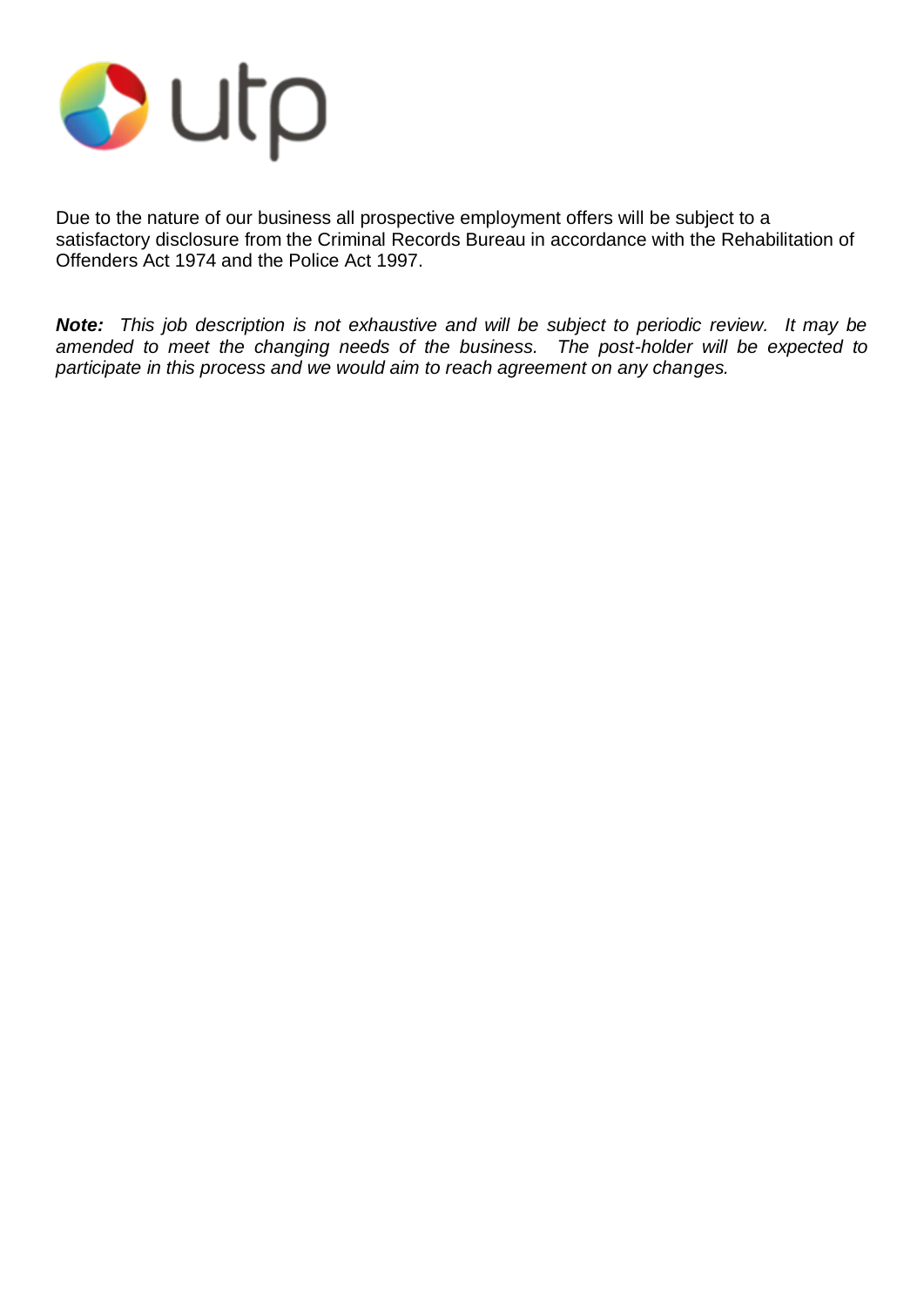Due to the nature of our business all prospective employment offers will be subject to a satisfactory disclosure from the Criminal Records Bureau in accordance with the Rehabilitation of Offenders Act 1974 and the Police Act 1997.

***Note:*** *This job description is not exhaustive and will be subject to periodic review. It may be amended to meet the changing needs of the business. The post-holder will be expected to participate in this process and we would aim to reach agreement on any changes.*